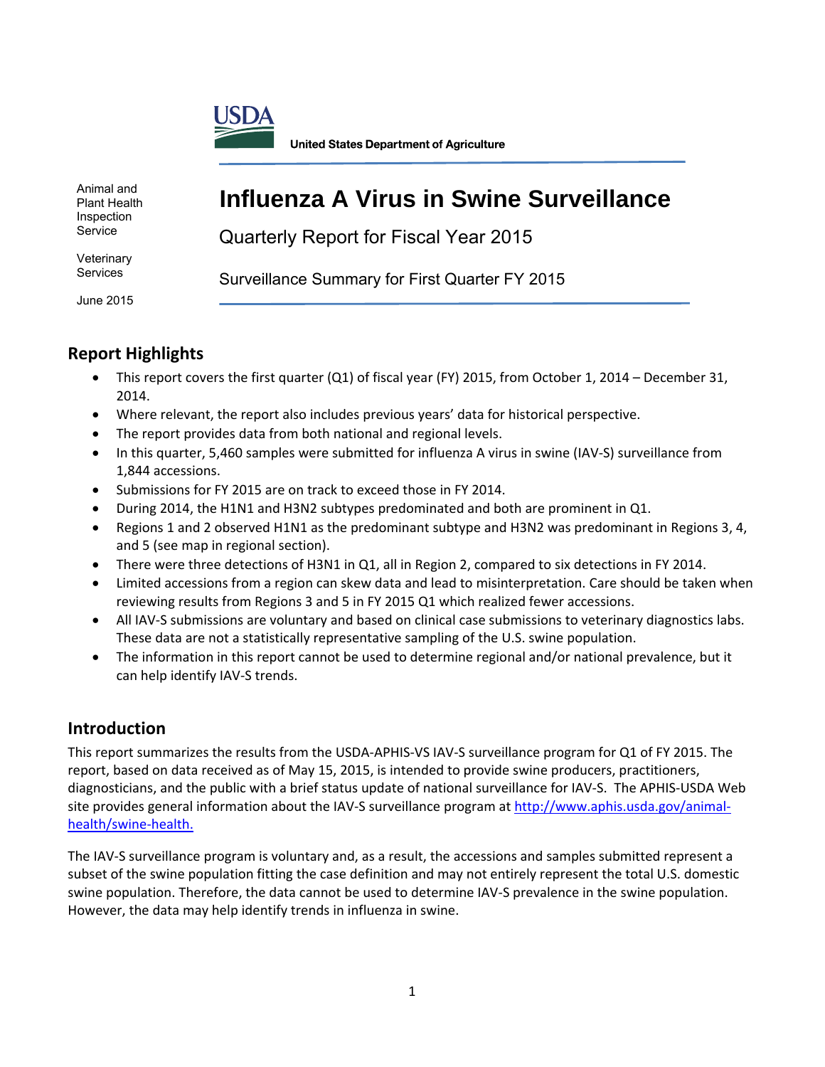USDA

United States Department of Agriculture

Animal and Plant Health Inspection Service

Veterinary Services

June 2015

# Influenza A Virus in Swine Surveillance

Quarterly Report for Fiscal Year 2015

Surveillance Summary for First Quarter FY 2015

## Report Highlights

- This report covers the first quarter (Q1) of fiscal year (FY) 2015, from October 1, 2014 – December 31, 2014.
- Where relevant, the report also includes previous years' data for historical perspective.
- The report provides data from both national and regional levels.
- In this quarter, 5,460 samples were submitted for influenza A virus in swine (IAV-S) surveillance from 1,844 accessions.
- Submissions for FY 2015 are on track to exceed those in FY 2014.
- During 2014, the H1N1 and H3N2 subtypes predominated and both are prominent in Q1.
- Regions 1 and 2 observed H1N1 as the predominant subtype and H3N2 was predominant in Regions 3, 4, and 5 (see map in regional section).
- There were three detections of H3N1 in Q1, all in Region 2, compared to six detections in FY 2014.
- Limited accessions from a region can skew data and lead to misinterpretation. Care should be taken when reviewing results from Regions 3 and 5 in FY 2015 Q1 which realized fewer accessions.
- All IAV-S submissions are voluntary and based on clinical case submissions to veterinary diagnostics labs. These data are not a statistically representative sampling of the U.S. swine population.
- The information in this report cannot be used to determine regional and/or national prevalence, but it can help identify IAV-S trends.

## Introduction

This report summarizes the results from the USDA-APHIS-VS IAV-S surveillance program for Q1 of FY 2015. The report, based on data received as of May 15, 2015, is intended to provide swine producers, practitioners, diagnosticians, and the public with a brief status update of national surveillance for IAV-S. The APHIS-USDA Web site provides general information about the IAV-S surveillance program at http://www.aphis.usda.gov/animal-health/swine-health.

The IAV-S surveillance program is voluntary and, as a result, the accessions and samples submitted represent a subset of the swine population fitting the case definition and may not entirely represent the total U.S. domestic swine population. Therefore, the data cannot be used to determine IAV-S prevalence in the swine population. However, the data may help identify trends in influenza in swine.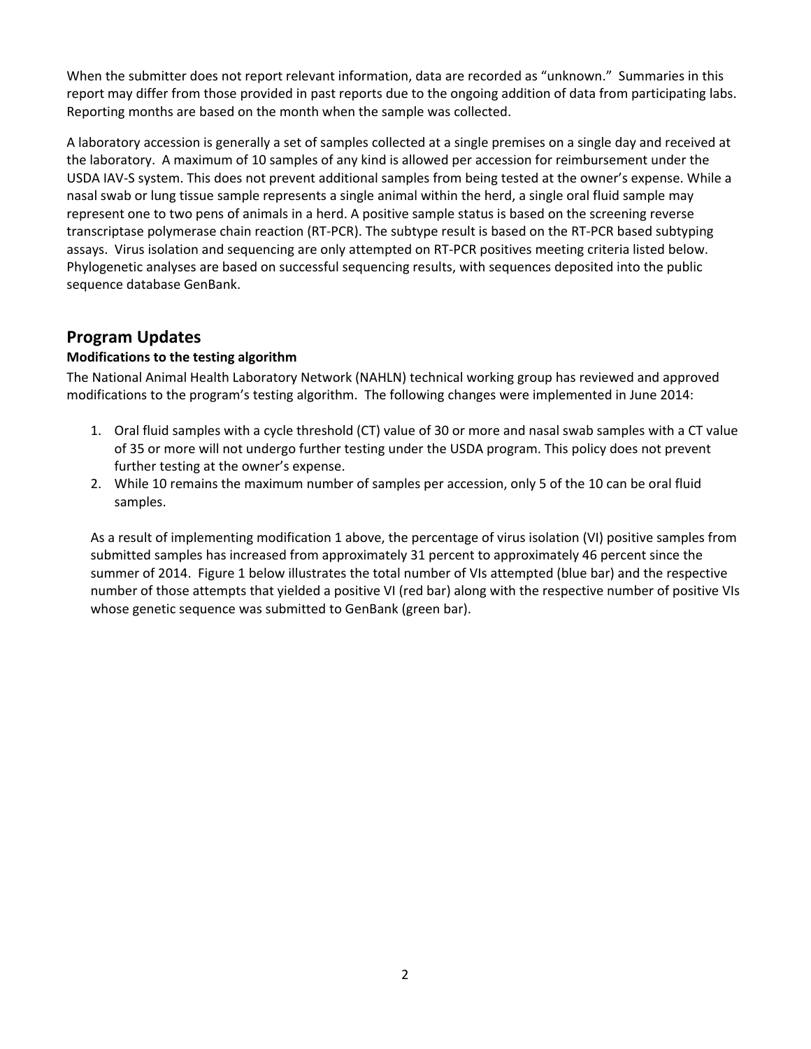When the submitter does not report relevant information, data are recorded as “unknown.” Summaries in this report may differ from those provided in past reports due to the ongoing addition of data from participating labs. Reporting months are based on the month when the sample was collected.

A laboratory accession is generally a set of samples collected at a single premises on a single day and received at the laboratory. A maximum of 10 samples of any kind is allowed per accession for reimbursement under the USDA IAV-S system. This does not prevent additional samples from being tested at the owner’s expense. While a nasal swab or lung tissue sample represents a single animal within the herd, a single oral fluid sample may represent one to two pens of animals in a herd. A positive sample status is based on the screening reverse transcriptase polymerase chain reaction (RT-PCR). The subtype result is based on the RT-PCR based subtyping assays. Virus isolation and sequencing are only attempted on RT-PCR positives meeting criteria listed below. Phylogenetic analyses are based on successful sequencing results, with sequences deposited into the public sequence database GenBank.

## Program Updates

### Modifications to the testing algorithm

The National Animal Health Laboratory Network (NAHLN) technical working group has reviewed and approved modifications to the program’s testing algorithm. The following changes were implemented in June 2014:

1. Oral fluid samples with a cycle threshold (CT) value of 30 or more and nasal swab samples with a CT value of 35 or more will not undergo further testing under the USDA program. This policy does not prevent further testing at the owner’s expense.
2. While 10 remains the maximum number of samples per accession, only 5 of the 10 can be oral fluid samples.

As a result of implementing modification 1 above, the percentage of virus isolation (VI) positive samples from submitted samples has increased from approximately 31 percent to approximately 46 percent since the summer of 2014. Figure 1 below illustrates the total number of VIs attempted (blue bar) and the respective number of those attempts that yielded a positive VI (red bar) along with the respective number of positive VIs whose genetic sequence was submitted to GenBank (green bar).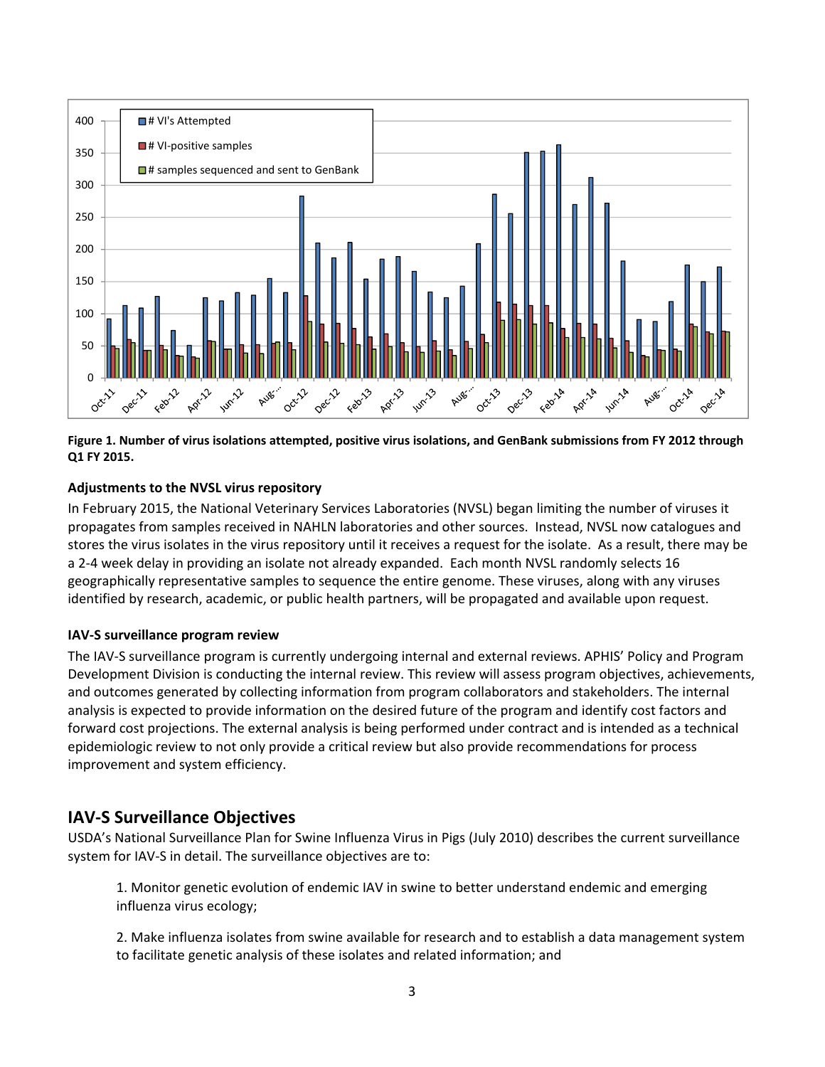**Figure 1. Number of virus isolations attempted, positive virus isolations, and GenBank submissions from FY 2012 through Q1 FY 2015.**

### Adjustments to the NVSL virus repository

In February 2015, the National Veterinary Services Laboratories (NVSL) began limiting the number of viruses it propagates from samples received in NAHLN laboratories and other sources. Instead, NVSL now catalogues and stores the virus isolates in the virus repository until it receives a request for the isolate. As a result, there may be a 2-4 week delay in providing an isolate not already expanded. Each month NVSL randomly selects 16 geographically representative samples to sequence the entire genome. These viruses, along with any viruses identified by research, academic, or public health partners, will be propagated and available upon request.

### IAV-S surveillance program review

The IAV-S surveillance program is currently undergoing internal and external reviews. APHIS' Policy and Program Development Division is conducting the internal review. This review will assess program objectives, achievements, and outcomes generated by collecting information from program collaborators and stakeholders. The internal analysis is expected to provide information on the desired future of the program and identify cost factors and forward cost projections. The external analysis is being performed under contract and is intended as a technical epidemiologic review to not only provide a critical review but also provide recommendations for process improvement and system efficiency.

## IAV-S Surveillance Objectives

USDA's National Surveillance Plan for Swine Influenza Virus in Pigs (July 2010) describes the current surveillance system for IAV-S in detail. The surveillance objectives are to:

1. Monitor genetic evolution of endemic IAV in swine to better understand endemic and emerging influenza virus ecology;

2. Make influenza isolates from swine available for research and to establish a data management system to facilitate genetic analysis of these isolates and related information; and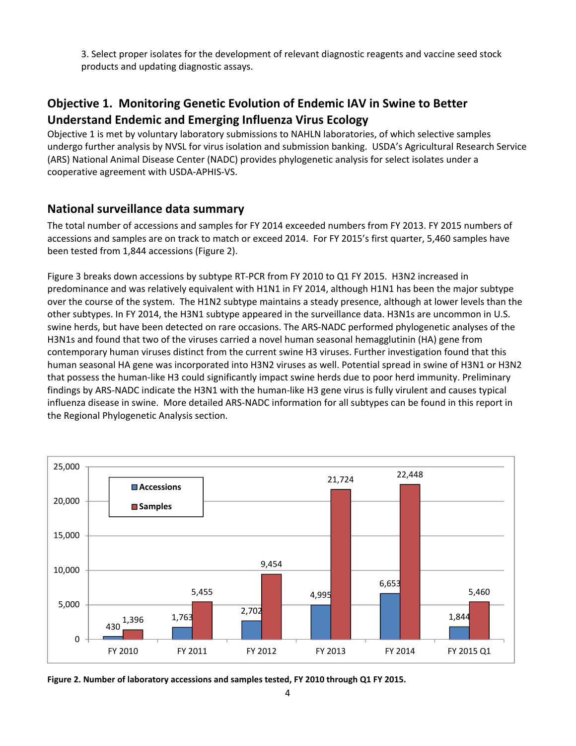3. Select proper isolates for the development of relevant diagnostic reagents and vaccine seed stock products and updating diagnostic assays.

## Objective 1. Monitoring Genetic Evolution of Endemic IAV in Swine to Better Understand Endemic and Emerging Influenza Virus Ecology

Objective 1 is met by voluntary laboratory submissions to NAHLN laboratories, of which selective samples undergo further analysis by NVSL for virus isolation and submission banking. USDA's Agricultural Research Service (ARS) National Animal Disease Center (NADC) provides phylogenetic analysis for select isolates under a cooperative agreement with USDA-APHIS-VS.

## National surveillance data summary

The total number of accessions and samples for FY 2014 exceeded numbers from FY 2013. FY 2015 numbers of accessions and samples are on track to match or exceed 2014. For FY 2015's first quarter, 5,460 samples have been tested from 1,844 accessions (Figure 2).

Figure 3 breaks down accessions by subtype RT-PCR from FY 2010 to Q1 FY 2015. H3N2 increased in predominance and was relatively equivalent with H1N1 in FY 2014, although H1N1 has been the major subtype over the course of the system. The H1N2 subtype maintains a steady presence, although at lower levels than the other subtypes. In FY 2014, the H3N1 subtype appeared in the surveillance data. H3N1s are uncommon in U.S. swine herds, but have been detected on rare occasions. The ARS-NADC performed phylogenetic analyses of the H3N1s and found that two of the viruses carried a novel human seasonal hemagglutinin (HA) gene from contemporary human viruses distinct from the current swine H3 viruses. Further investigation found that this human seasonal HA gene was incorporated into H3N2 viruses as well. Potential spread in swine of H3N1 or H3N2 that possess the human-like H3 could significantly impact swine herds due to poor herd immunity. Preliminary findings by ARS-NADC indicate the H3N1 with the human-like H3 gene virus is fully virulent and causes typical influenza disease in swine. More detailed ARS-NADC information for all subtypes can be found in this report in the Regional Phylogenetic Analysis section.

| | FY 2010 | FY 2011 | FY 2012 | FY 2013 | FY 2014 | FY 2015 Q1 |
|---|---|---|---|---|---|---|
| Accessions | 430 | 1,763 | 2,702 | 4,995 | 6,653 | 1,844 |
| Samples | 1,396 | 5,455 | 9,454 | 21,724 | 22,448 | 5,460 |

**Figure 2. Number of laboratory accessions and samples tested, FY 2010 through Q1 FY 2015.**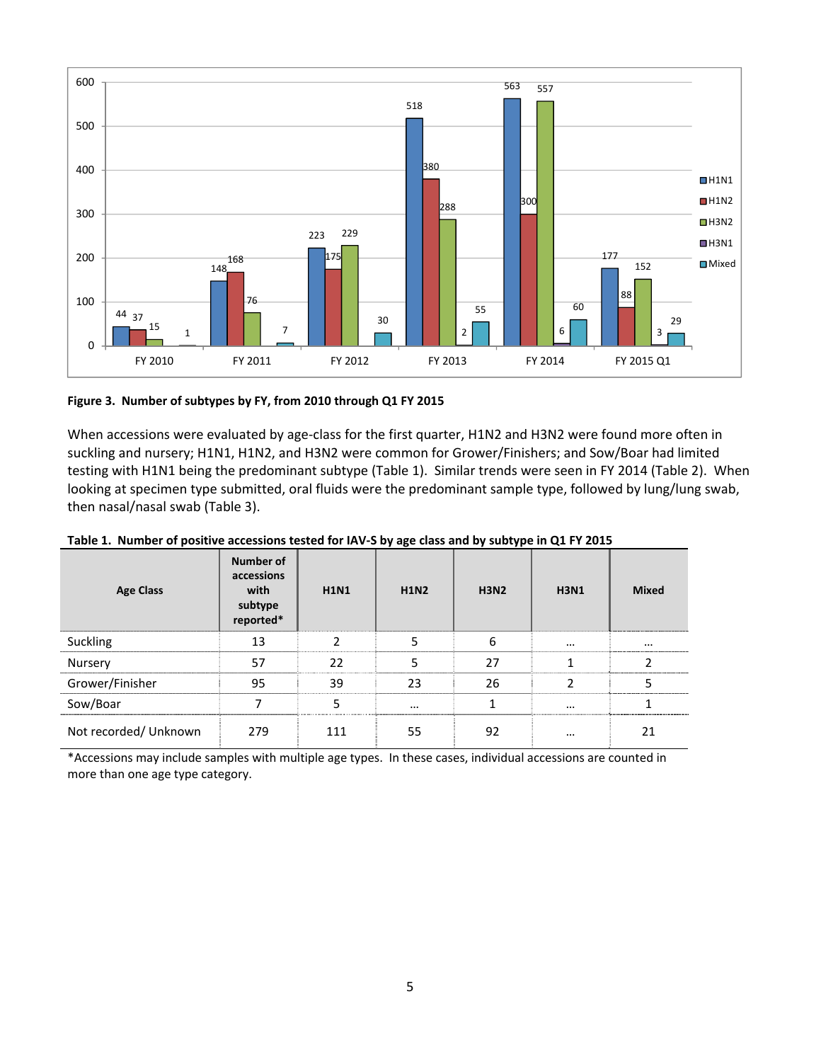**Figure 3. Number of subtypes by FY, from 2010 through Q1 FY 2015**

When accessions were evaluated by age-class for the first quarter, H1N2 and H3N2 were found more often in suckling and nursery; H1N1, H1N2, and H3N2 were common for Grower/Finishers; and Sow/Boar had limited testing with H1N1 being the predominant subtype (Table 1). Similar trends were seen in FY 2014 (Table 2). When looking at specimen type submitted, oral fluids were the predominant sample type, followed by lung/lung swab, then nasal/nasal swab (Table 3).

**Table 1. Number of positive accessions tested for IAV-S by age class and by subtype in Q1 FY 2015**

| Age Class | Number of accessions with subtype reported* | H1N1 | H1N2 | H3N2 | H3N1 | Mixed |
|---|---|---|---|---|---|---|
| Suckling | 13 | 2 | 5 | 6 | … | … |
| Nursery | 57 | 22 | 5 | 27 | 1 | 2 |
| Grower/Finisher | 95 | 39 | 23 | 26 | 2 | 5 |
| Sow/Boar | 7 | 5 | … | 1 | … | 1 |
| Not recorded/ Unknown | 279 | 111 | 55 | 92 | … | 21 |

*Accessions may include samples with multiple age types. In these cases, individual accessions are counted in more than one age type category.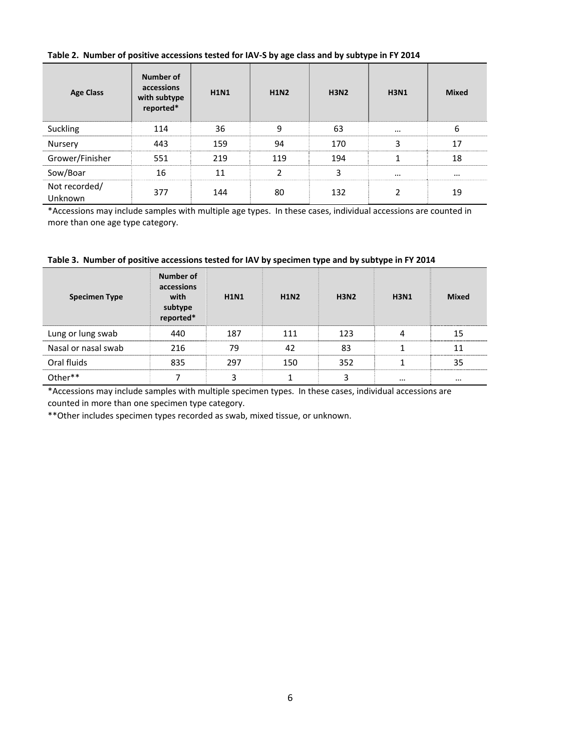**Table 2. Number of positive accessions tested for IAV-S by age class and by subtype in FY 2014**

| Age Class | Number of accessions with subtype reported* | H1N1 | H1N2 | H3N2 | H3N1 | Mixed |
|---|---|---|---|---|---|---|
| Suckling | 114 | 36 | 9 | 63 | … | 6 |
| Nursery | 443 | 159 | 94 | 170 | 3 | 17 |
| Grower/Finisher | 551 | 219 | 119 | 194 | 1 | 18 |
| Sow/Boar | 16 | 11 | 2 | 3 | … | … |
| Not recorded/ Unknown | 377 | 144 | 80 | 132 | 2 | 19 |

*Accessions may include samples with multiple age types. In these cases, individual accessions are counted in more than one age type category.

**Table 3. Number of positive accessions tested for IAV by specimen type and by subtype in FY 2014**

| Specimen Type | Number of accessions with subtype reported* | H1N1 | H1N2 | H3N2 | H3N1 | Mixed |
|---|---|---|---|---|---|---|
| Lung or lung swab | 440 | 187 | 111 | 123 | 4 | 15 |
| Nasal or nasal swab | 216 | 79 | 42 | 83 | 1 | 11 |
| Oral fluids | 835 | 297 | 150 | 352 | 1 | 35 |
| Other** | 7 | 3 | 1 | 3 | … | … |

*Accessions may include samples with multiple specimen types. In these cases, individual accessions are counted in more than one specimen type category.

**Other includes specimen types recorded as swab, mixed tissue, or unknown.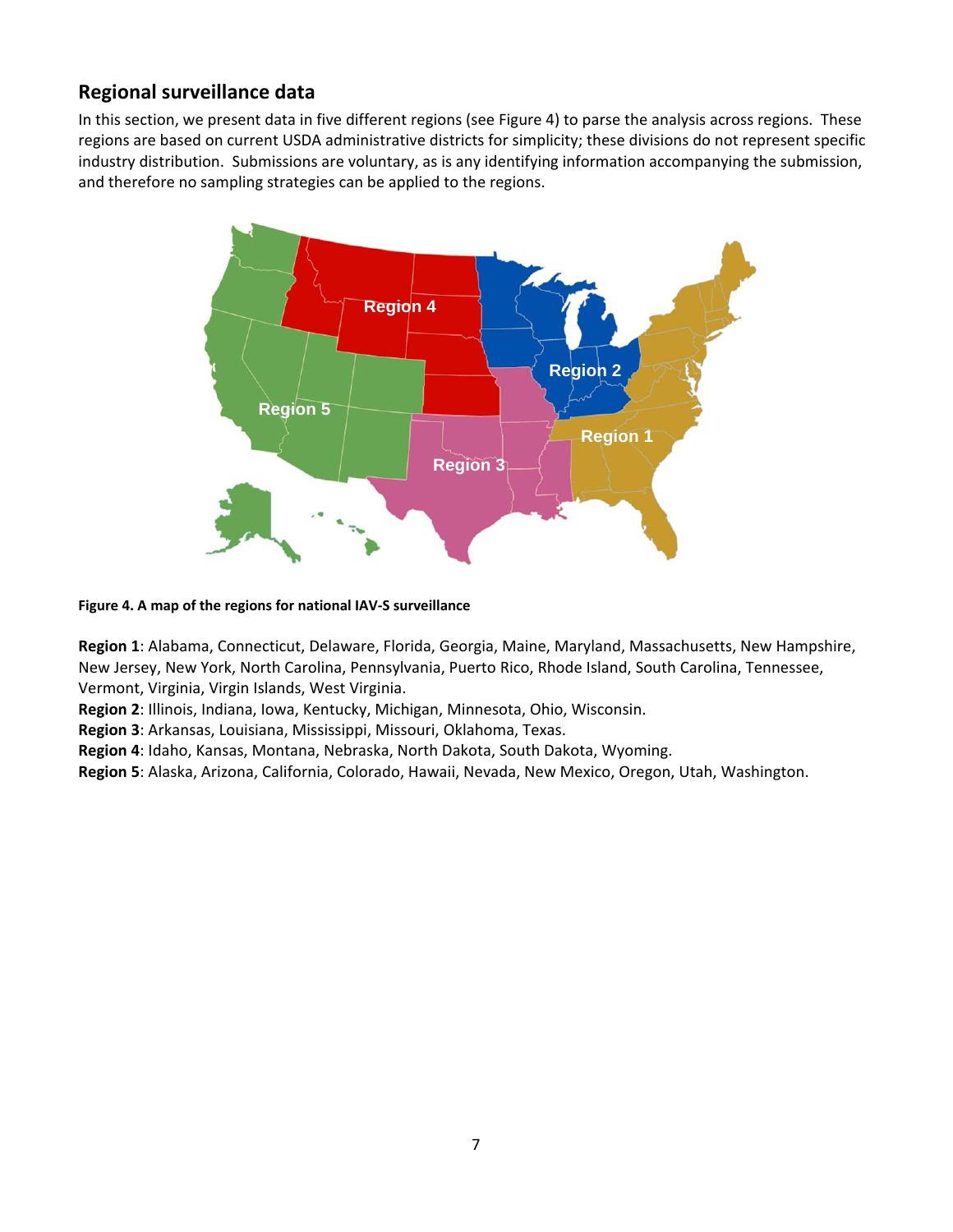## Regional surveillance data

In this section, we present data in five different regions (see Figure 4) to parse the analysis across regions. These regions are based on current USDA administrative districts for simplicity; these divisions do not represent specific industry distribution. Submissions are voluntary, as is any identifying information accompanying the submission, and therefore no sampling strategies can be applied to the regions.

**Figure 4. A map of the regions for national IAV-S surveillance**

**Region 1**: Alabama, Connecticut, Delaware, Florida, Georgia, Maine, Maryland, Massachusetts, New Hampshire, New Jersey, New York, North Carolina, Pennsylvania, Puerto Rico, Rhode Island, South Carolina, Tennessee, Vermont, Virginia, Virgin Islands, West Virginia.

**Region 2**: Illinois, Indiana, Iowa, Kentucky, Michigan, Minnesota, Ohio, Wisconsin.

**Region 3**: Arkansas, Louisiana, Mississippi, Missouri, Oklahoma, Texas.

**Region 4**: Idaho, Kansas, Montana, Nebraska, North Dakota, South Dakota, Wyoming.

**Region 5**: Alaska, Arizona, California, Colorado, Hawaii, Nevada, New Mexico, Oregon, Utah, Washington.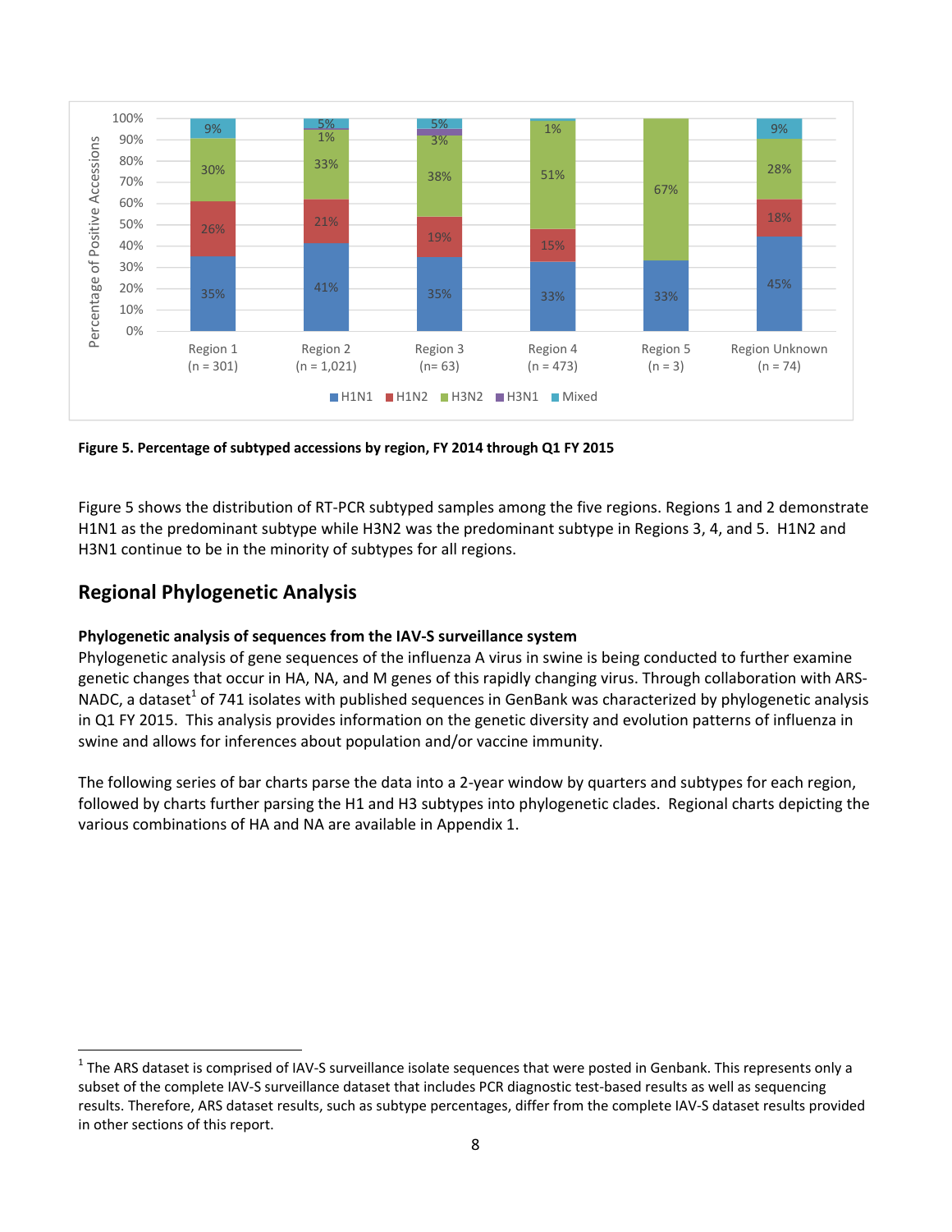Figure 5. Percentage of subtyped accessions by region, FY 2014 through Q1 FY 2015

Figure 5 shows the distribution of RT-PCR subtyped samples among the five regions. Regions 1 and 2 demonstrate H1N1 as the predominant subtype while H3N2 was the predominant subtype in Regions 3, 4, and 5. H1N2 and H3N1 continue to be in the minority of subtypes for all regions.

## Regional Phylogenetic Analysis

**Phylogenetic analysis of sequences from the IAV-S surveillance system**

Phylogenetic analysis of gene sequences of the influenza A virus in swine is being conducted to further examine genetic changes that occur in HA, NA, and M genes of this rapidly changing virus. Through collaboration with ARS-NADC, a dataset[1] of 741 isolates with published sequences in GenBank was characterized by phylogenetic analysis in Q1 FY 2015. This analysis provides information on the genetic diversity and evolution patterns of influenza in swine and allows for inferences about population and/or vaccine immunity.

The following series of bar charts parse the data into a 2-year window by quarters and subtypes for each region, followed by charts further parsing the H1 and H3 subtypes into phylogenetic clades. Regional charts depicting the various combinations of HA and NA are available in Appendix 1.

[1] The ARS dataset is comprised of IAV-S surveillance isolate sequences that were posted in Genbank. This represents only a subset of the complete IAV-S surveillance dataset that includes PCR diagnostic test-based results as well as sequencing results. Therefore, ARS dataset results, such as subtype percentages, differ from the complete IAV-S dataset results provided in other sections of this report.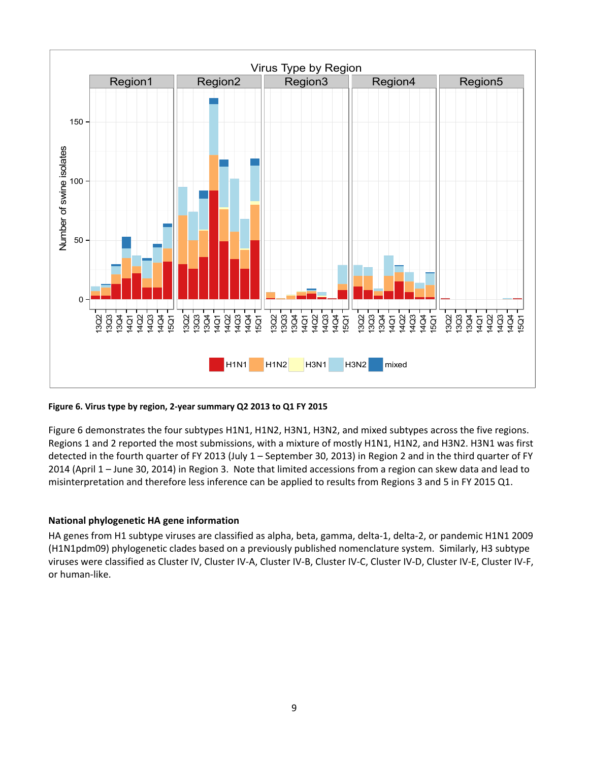**Figure 6. Virus type by region, 2-year summary Q2 2013 to Q1 FY 2015**

Figure 6 demonstrates the four subtypes H1N1, H1N2, H3N1, H3N2, and mixed subtypes across the five regions. Regions 1 and 2 reported the most submissions, with a mixture of mostly H1N1, H1N2, and H3N2. H3N1 was first detected in the fourth quarter of FY 2013 (July 1 – September 30, 2013) in Region 2 and in the third quarter of FY 2014 (April 1 – June 30, 2014) in Region 3. Note that limited accessions from a region can skew data and lead to misinterpretation and therefore less inference can be applied to results from Regions 3 and 5 in FY 2015 Q1.

### National phylogenetic HA gene information

HA genes from H1 subtype viruses are classified as alpha, beta, gamma, delta-1, delta-2, or pandemic H1N1 2009 (H1N1pdm09) phylogenetic clades based on a previously published nomenclature system. Similarly, H3 subtype viruses were classified as Cluster IV, Cluster IV-A, Cluster IV-B, Cluster IV-C, Cluster IV-D, Cluster IV-E, Cluster IV-F, or human-like.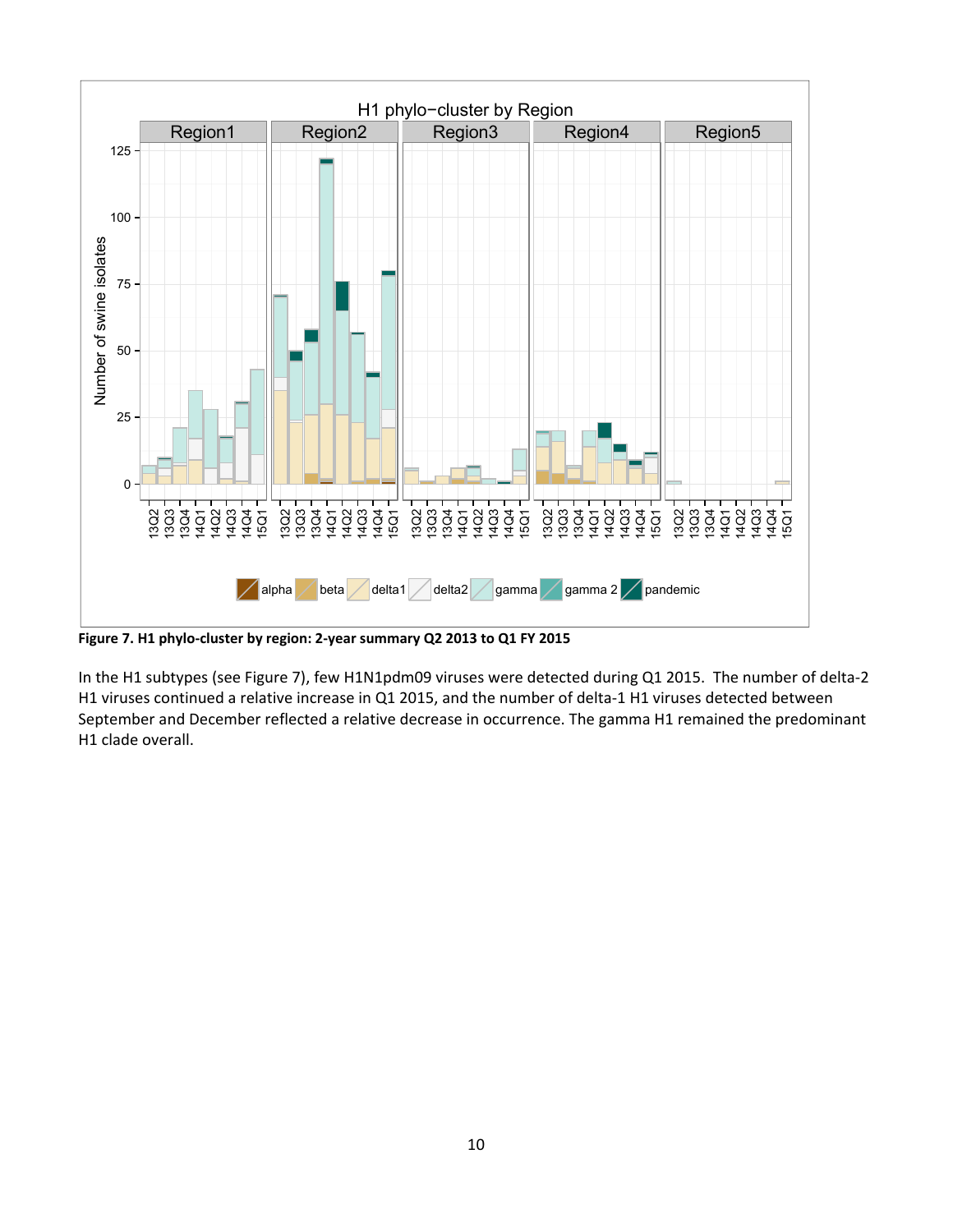**Figure 7. H1 phylo-cluster by region: 2-year summary Q2 2013 to Q1 FY 2015**

In the H1 subtypes (see Figure 7), few H1N1pdm09 viruses were detected during Q1 2015. The number of delta-2 H1 viruses continued a relative increase in Q1 2015, and the number of delta-1 H1 viruses detected between September and December reflected a relative decrease in occurrence. The gamma H1 remained the predominant H1 clade overall.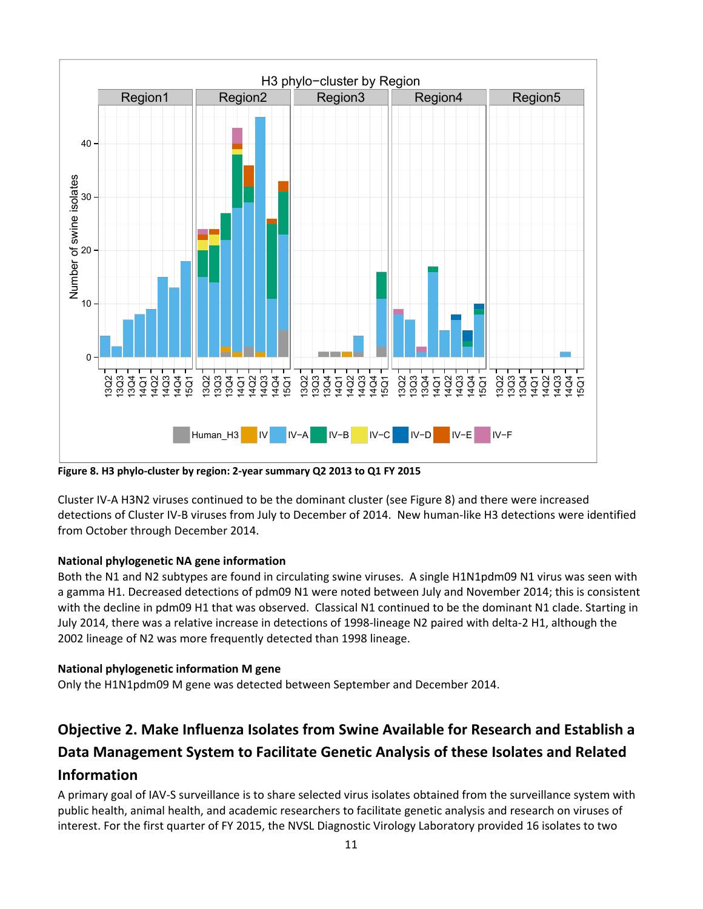**Figure 8. H3 phylo-cluster by region: 2-year summary Q2 2013 to Q1 FY 2015**

Cluster IV-A H3N2 viruses continued to be the dominant cluster (see Figure 8) and there were increased detections of Cluster IV-B viruses from July to December of 2014. New human-like H3 detections were identified from October through December 2014.

**National phylogenetic NA gene information**

Both the N1 and N2 subtypes are found in circulating swine viruses. A single H1N1pdm09 N1 virus was seen with a gamma H1. Decreased detections of pdm09 N1 were noted between July and November 2014; this is consistent with the decline in pdm09 H1 that was observed. Classical N1 continued to be the dominant N1 clade. Starting in July 2014, there was a relative increase in detections of 1998-lineage N2 paired with delta-2 H1, although the 2002 lineage of N2 was more frequently detected than 1998 lineage.

**National phylogenetic information M gene**

Only the H1N1pdm09 M gene was detected between September and December 2014.

## Objective 2. Make Influenza Isolates from Swine Available for Research and Establish a Data Management System to Facilitate Genetic Analysis of these Isolates and Related Information

A primary goal of IAV-S surveillance is to share selected virus isolates obtained from the surveillance system with public health, animal health, and academic researchers to facilitate genetic analysis and research on viruses of interest. For the first quarter of FY 2015, the NVSL Diagnostic Virology Laboratory provided 16 isolates to two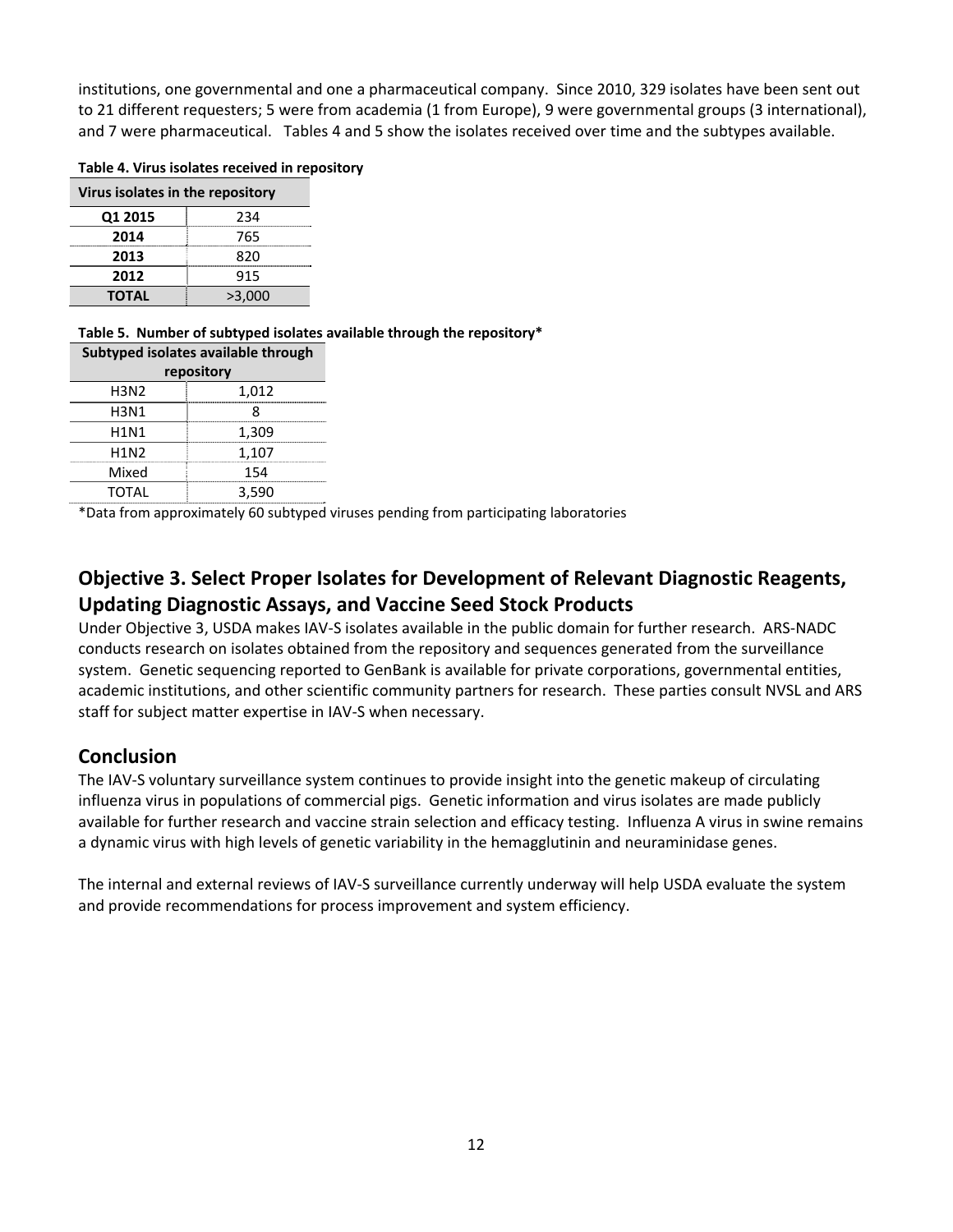institutions, one governmental and one a pharmaceutical company. Since 2010, 329 isolates have been sent out to 21 different requesters; 5 were from academia (1 from Europe), 9 were governmental groups (3 international), and 7 were pharmaceutical. Tables 4 and 5 show the isolates received over time and the subtypes available.

**Table 4. Virus isolates received in repository**

| Virus isolates in the repository | |
|---|---|
| **Q1 2015** | 234 |
| **2014** | 765 |
| **2013** | 820 |
| **2012** | 915 |
| **TOTAL** | >3,000 |

**Table 5. Number of subtyped isolates available through the repository***

| Subtyped isolates available through repository | |
|---|---|
| H3N2 | 1,012 |
| H3N1 | 8 |
| H1N1 | 1,309 |
| H1N2 | 1,107 |
| Mixed | 154 |
| TOTAL | 3,590 |

*Data from approximately 60 subtyped viruses pending from participating laboratories

## Objective 3. Select Proper Isolates for Development of Relevant Diagnostic Reagents, Updating Diagnostic Assays, and Vaccine Seed Stock Products

Under Objective 3, USDA makes IAV-S isolates available in the public domain for further research. ARS-NADC conducts research on isolates obtained from the repository and sequences generated from the surveillance system. Genetic sequencing reported to GenBank is available for private corporations, governmental entities, academic institutions, and other scientific community partners for research. These parties consult NVSL and ARS staff for subject matter expertise in IAV-S when necessary.

## Conclusion

The IAV-S voluntary surveillance system continues to provide insight into the genetic makeup of circulating influenza virus in populations of commercial pigs. Genetic information and virus isolates are made publicly available for further research and vaccine strain selection and efficacy testing. Influenza A virus in swine remains a dynamic virus with high levels of genetic variability in the hemagglutinin and neuraminidase genes.

The internal and external reviews of IAV-S surveillance currently underway will help USDA evaluate the system and provide recommendations for process improvement and system efficiency.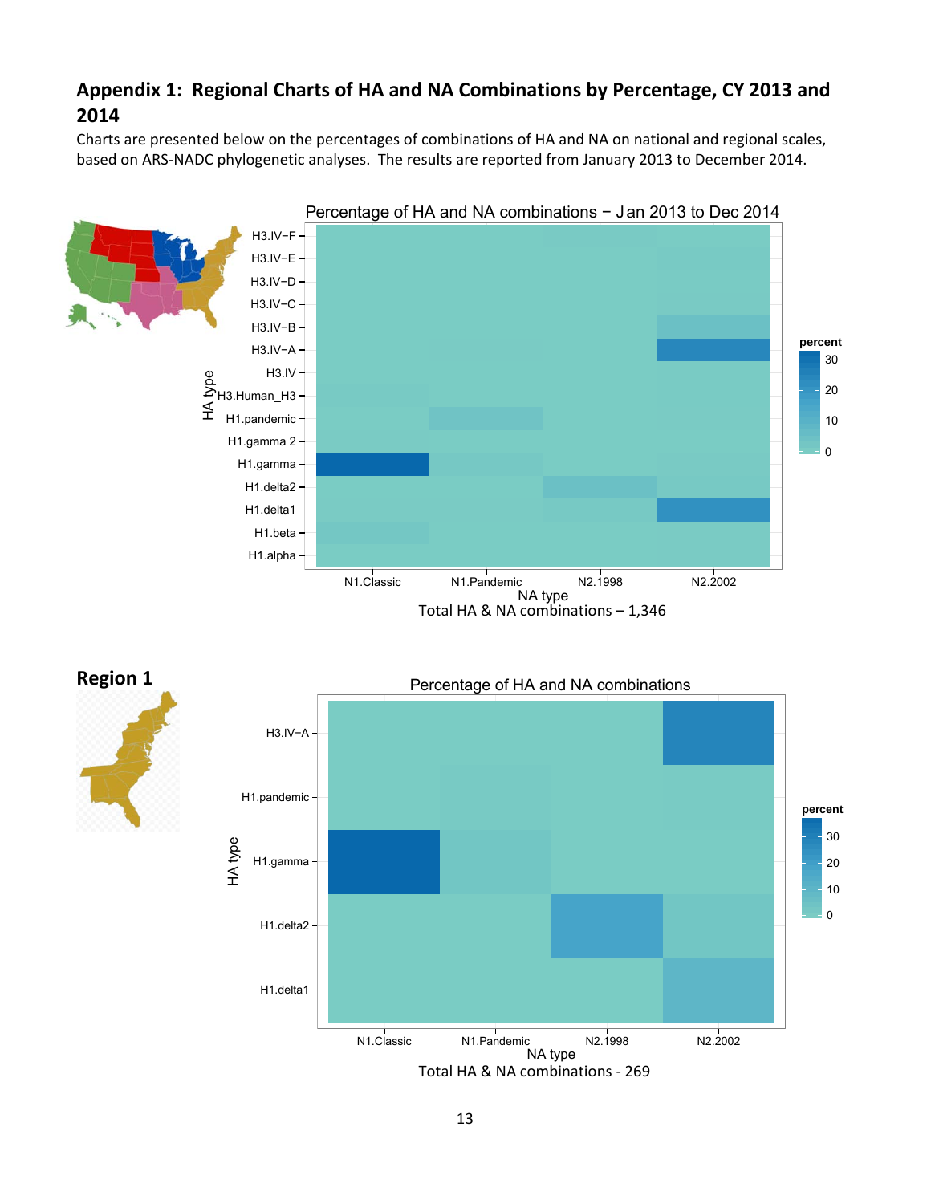## Appendix 1: Regional Charts of HA and NA Combinations by Percentage, CY 2013 and 2014

Charts are presented below on the percentages of combinations of HA and NA on national and regional scales, based on ARS-NADC phylogenetic analyses. The results are reported from January 2013 to December 2014.

Percentage of HA and NA combinations − Jan 2013 to Dec 2014

Total HA & NA combinations – 1,346

## Region 1

Percentage of HA and NA combinations

Total HA & NA combinations - 269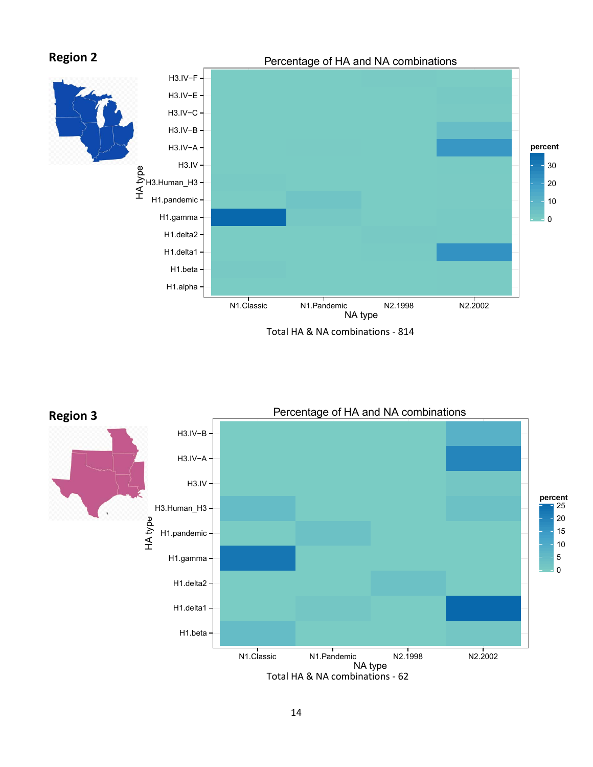## Region 2

Percentage of HA and NA combinations

Total HA & NA combinations - 814

## Region 3

Percentage of HA and NA combinations

Total HA & NA combinations - 62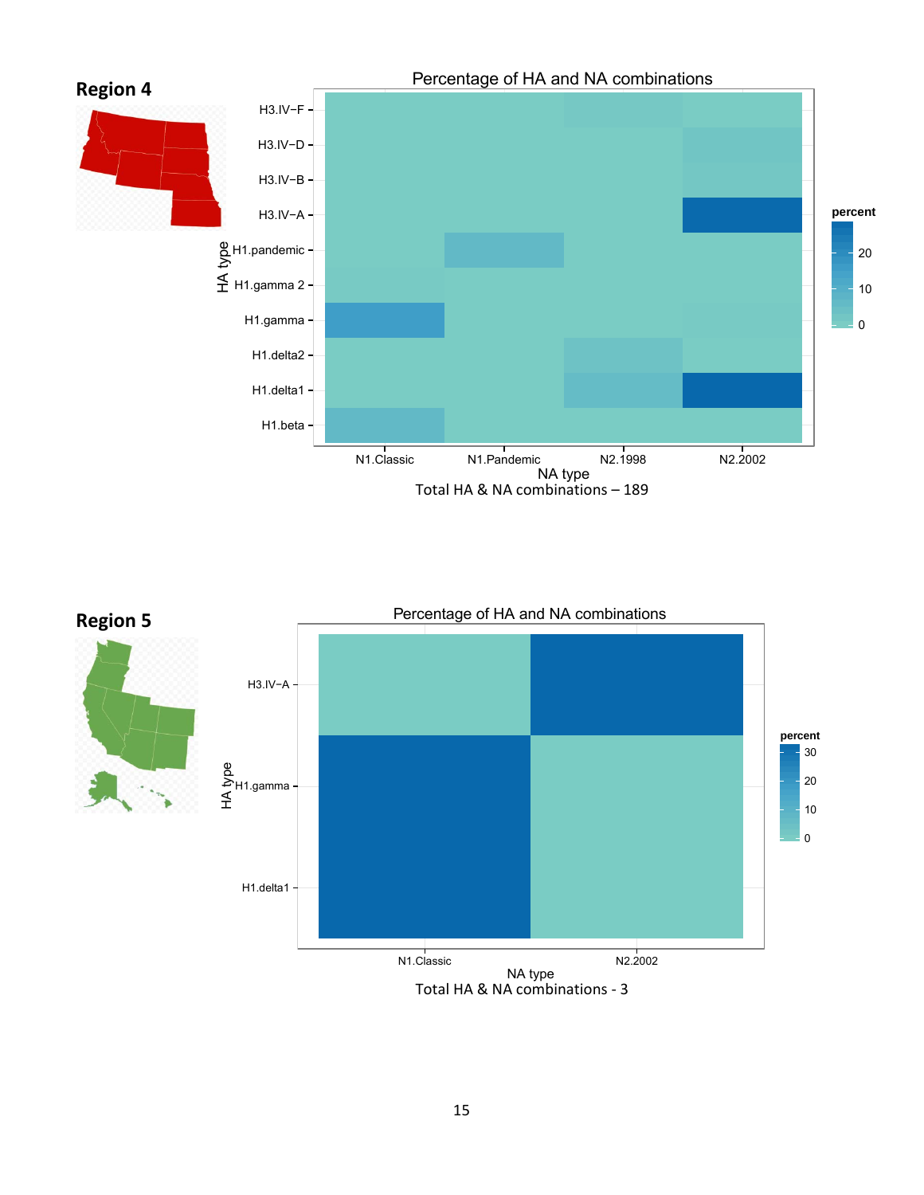## Region 4

Percentage of HA and NA combinations

HA type

H3.IV−F
H3.IV−D
H3.IV−B
H3.IV−A
H1.pandemic
H1.gamma 2
H1.gamma
H1.delta2
H1.delta1
H1.beta

N1.Classic N1.Pandemic N2.1998 N2.2002

NA type

percent
20
10
0

Total HA & NA combinations – 189

## Region 5

Percentage of HA and NA combinations

HA type

H3.IV−A
H1.gamma
H1.delta1

N1.Classic N2.2002

NA type

percent
30
20
10
0

Total HA & NA combinations - 3